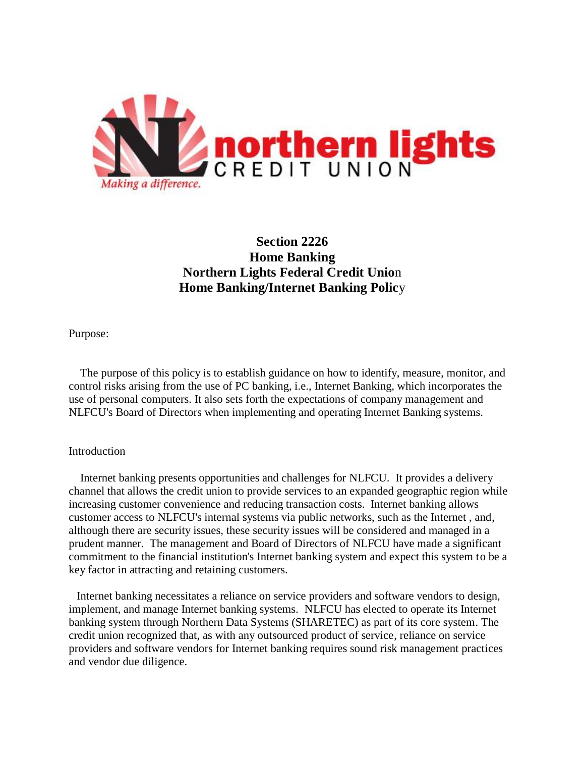# Section 2226
# Home Banking
# Northern Lights Federal Credit Union
# Home Banking/Internet Banking Policy

Purpose:

The purpose of this policy is to establish guidance on how to identify, measure, monitor, and control risks arising from the use of PC banking, i.e., Internet Banking, which incorporates the use of personal computers. It also sets forth the expectations of company management and NLFCU's Board of Directors when implementing and operating Internet Banking systems.

Introduction

Internet banking presents opportunities and challenges for NLFCU. It provides a delivery channel that allows the credit union to provide services to an expanded geographic region while increasing customer convenience and reducing transaction costs. Internet banking allows customer access to NLFCU's internal systems via public networks, such as the Internet , and, although there are security issues, these security issues will be considered and managed in a prudent manner. The management and Board of Directors of NLFCU have made a significant commitment to the financial institution's Internet banking system and expect this system to be a key factor in attracting and retaining customers.

Internet banking necessitates a reliance on service providers and software vendors to design, implement, and manage Internet banking systems. NLFCU has elected to operate its Internet banking system through Northern Data Systems (SHARETEC) as part of its core system. The credit union recognized that, as with any outsourced product of service, reliance on service providers and software vendors for Internet banking requires sound risk management practices and vendor due diligence.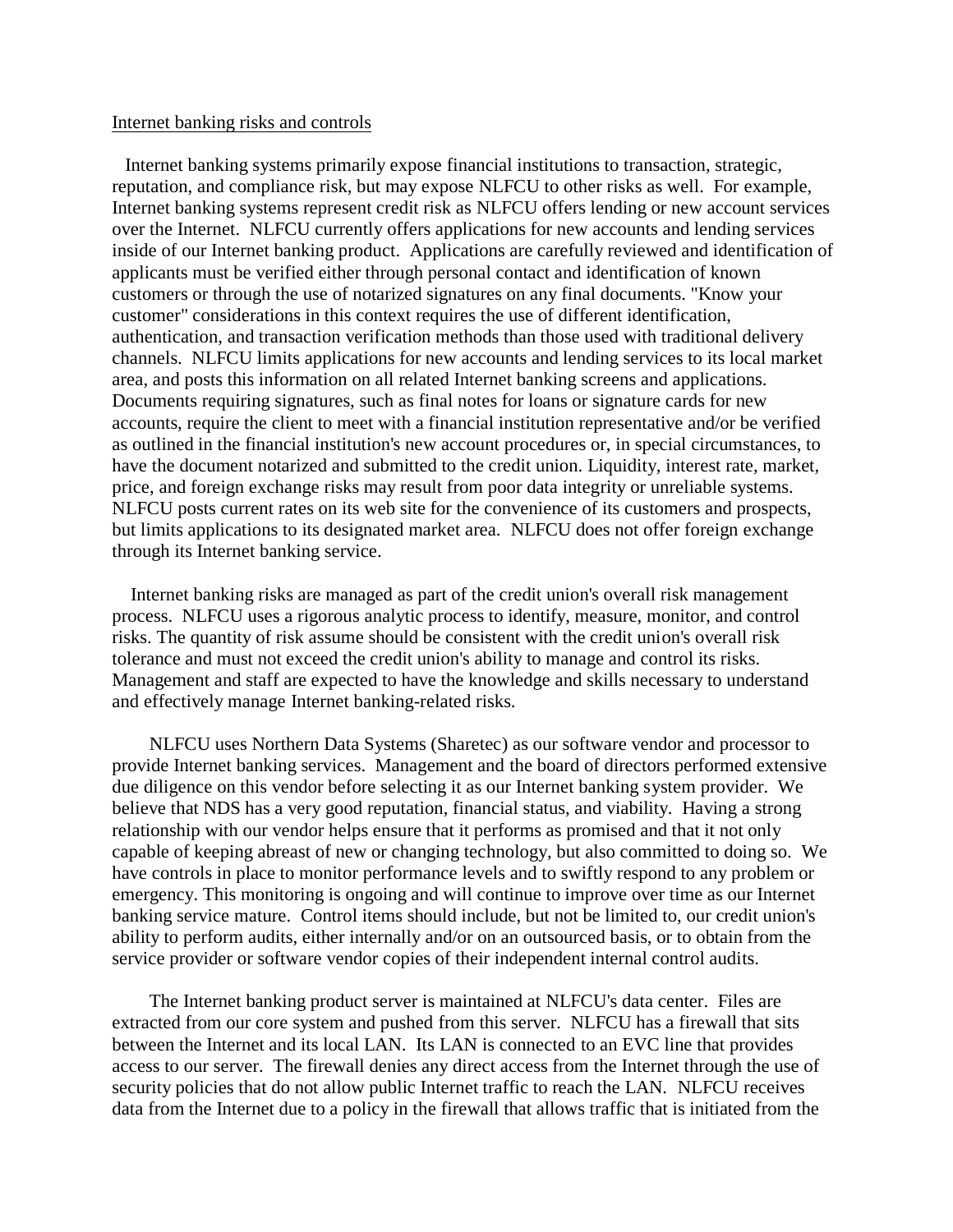<u>Internet banking risks and controls</u>

Internet banking systems primarily expose financial institutions to transaction, strategic, reputation, and compliance risk, but may expose NLFCU to other risks as well. For example, Internet banking systems represent credit risk as NLFCU offers lending or new account services over the Internet. NLFCU currently offers applications for new accounts and lending services inside of our Internet banking product. Applications are carefully reviewed and identification of applicants must be verified either through personal contact and identification of known customers or through the use of notarized signatures on any final documents. "Know your customer" considerations in this context requires the use of different identification, authentication, and transaction verification methods than those used with traditional delivery channels. NLFCU limits applications for new accounts and lending services to its local market area, and posts this information on all related Internet banking screens and applications. Documents requiring signatures, such as final notes for loans or signature cards for new accounts, require the client to meet with a financial institution representative and/or be verified as outlined in the financial institution's new account procedures or, in special circumstances, to have the document notarized and submitted to the credit union. Liquidity, interest rate, market, price, and foreign exchange risks may result from poor data integrity or unreliable systems. NLFCU posts current rates on its web site for the convenience of its customers and prospects, but limits applications to its designated market area. NLFCU does not offer foreign exchange through its Internet banking service.

Internet banking risks are managed as part of the credit union's overall risk management process. NLFCU uses a rigorous analytic process to identify, measure, monitor, and control risks. The quantity of risk assume should be consistent with the credit union's overall risk tolerance and must not exceed the credit union's ability to manage and control its risks. Management and staff are expected to have the knowledge and skills necessary to understand and effectively manage Internet banking-related risks.

NLFCU uses Northern Data Systems (Sharetec) as our software vendor and processor to provide Internet banking services. Management and the board of directors performed extensive due diligence on this vendor before selecting it as our Internet banking system provider. We believe that NDS has a very good reputation, financial status, and viability. Having a strong relationship with our vendor helps ensure that it performs as promised and that it not only capable of keeping abreast of new or changing technology, but also committed to doing so. We have controls in place to monitor performance levels and to swiftly respond to any problem or emergency. This monitoring is ongoing and will continue to improve over time as our Internet banking service mature. Control items should include, but not be limited to, our credit union's ability to perform audits, either internally and/or on an outsourced basis, or to obtain from the service provider or software vendor copies of their independent internal control audits.

The Internet banking product server is maintained at NLFCU's data center. Files are extracted from our core system and pushed from this server. NLFCU has a firewall that sits between the Internet and its local LAN. Its LAN is connected to an EVC line that provides access to our server. The firewall denies any direct access from the Internet through the use of security policies that do not allow public Internet traffic to reach the LAN. NLFCU receives data from the Internet due to a policy in the firewall that allows traffic that is initiated from the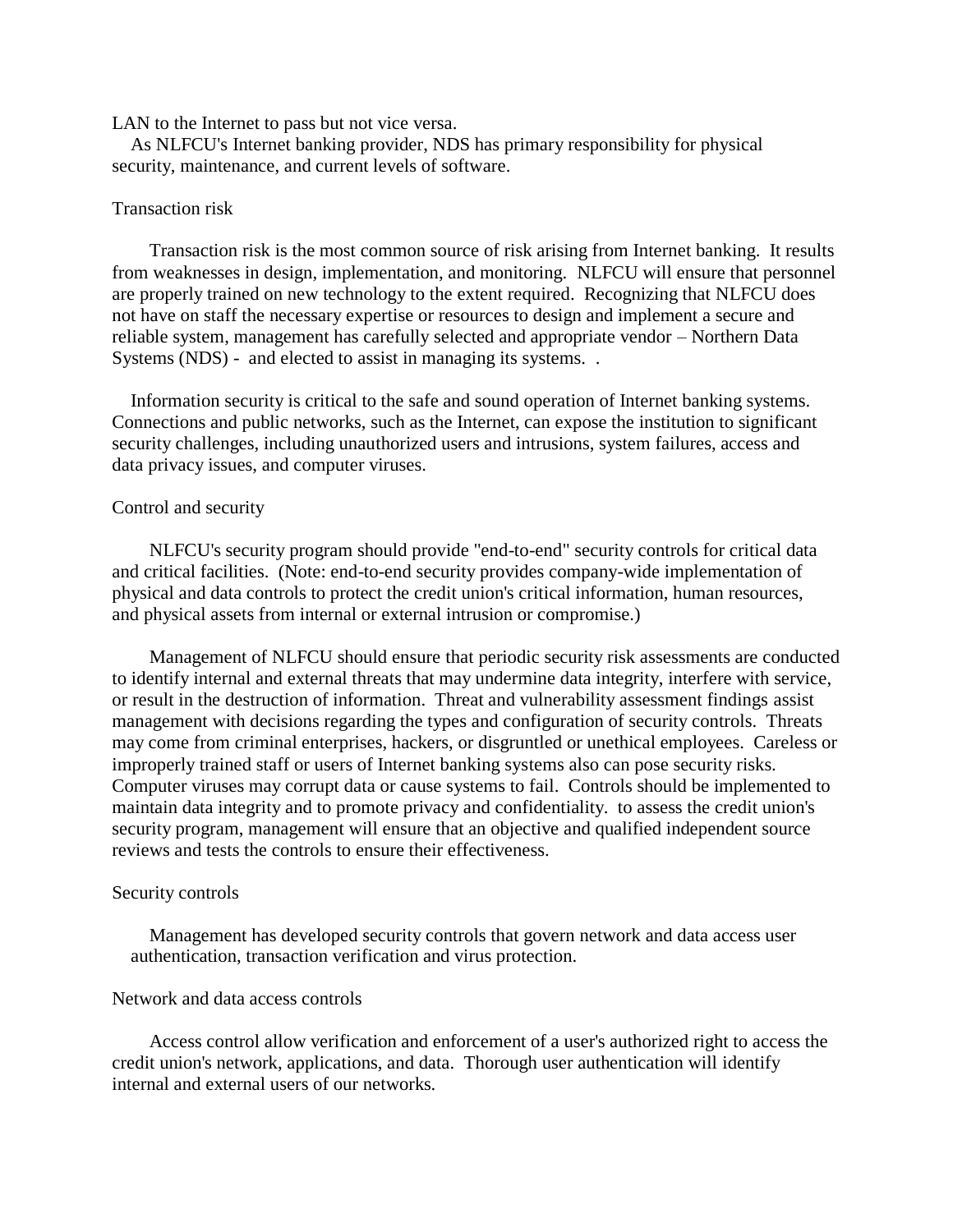LAN to the Internet to pass but not vice versa.

As NLFCU's Internet banking provider, NDS has primary responsibility for physical security, maintenance, and current levels of software.

## Transaction risk

Transaction risk is the most common source of risk arising from Internet banking. It results from weaknesses in design, implementation, and monitoring. NLFCU will ensure that personnel are properly trained on new technology to the extent required. Recognizing that NLFCU does not have on staff the necessary expertise or resources to design and implement a secure and reliable system, management has carefully selected and appropriate vendor – Northern Data Systems (NDS) - and elected to assist in managing its systems. .

Information security is critical to the safe and sound operation of Internet banking systems. Connections and public networks, such as the Internet, can expose the institution to significant security challenges, including unauthorized users and intrusions, system failures, access and data privacy issues, and computer viruses.

## Control and security

NLFCU's security program should provide "end-to-end" security controls for critical data and critical facilities. (Note: end-to-end security provides company-wide implementation of physical and data controls to protect the credit union's critical information, human resources, and physical assets from internal or external intrusion or compromise.)

Management of NLFCU should ensure that periodic security risk assessments are conducted to identify internal and external threats that may undermine data integrity, interfere with service, or result in the destruction of information. Threat and vulnerability assessment findings assist management with decisions regarding the types and configuration of security controls. Threats may come from criminal enterprises, hackers, or disgruntled or unethical employees. Careless or improperly trained staff or users of Internet banking systems also can pose security risks. Computer viruses may corrupt data or cause systems to fail. Controls should be implemented to maintain data integrity and to promote privacy and confidentiality. to assess the credit union's security program, management will ensure that an objective and qualified independent source reviews and tests the controls to ensure their effectiveness.

## Security controls

Management has developed security controls that govern network and data access user authentication, transaction verification and virus protection.

## Network and data access controls

Access control allow verification and enforcement of a user's authorized right to access the credit union's network, applications, and data. Thorough user authentication will identify internal and external users of our networks.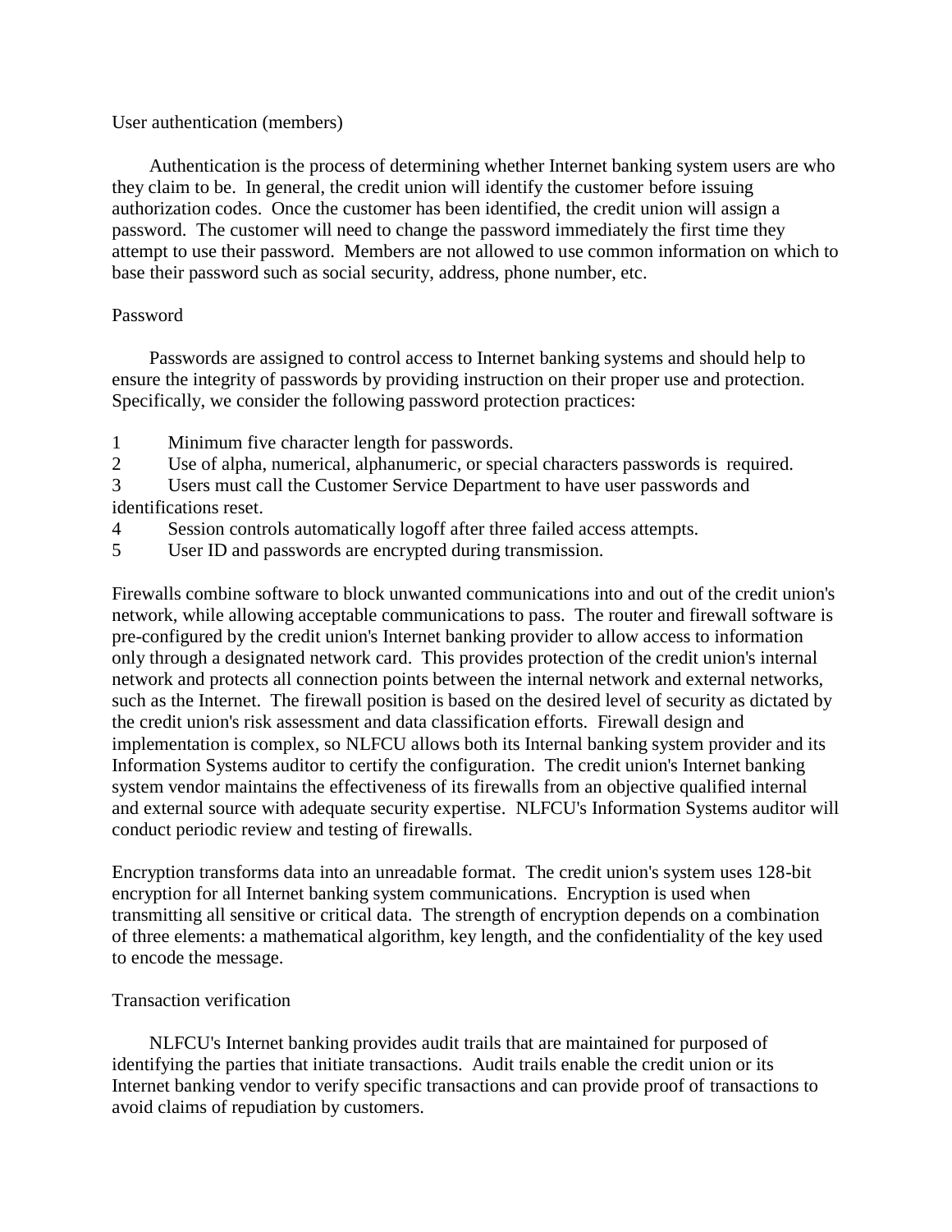User authentication (members)

Authentication is the process of determining whether Internet banking system users are who they claim to be. In general, the credit union will identify the customer before issuing authorization codes. Once the customer has been identified, the credit union will assign a password. The customer will need to change the password immediately the first time they attempt to use their password. Members are not allowed to use common information on which to base their password such as social security, address, phone number, etc.

Password

Passwords are assigned to control access to Internet banking systems and should help to ensure the integrity of passwords by providing instruction on their proper use and protection. Specifically, we consider the following password protection practices:

1 Minimum five character length for passwords.
2 Use of alpha, numerical, alphanumeric, or special characters passwords is required.
3 Users must call the Customer Service Department to have user passwords and identifications reset.
4 Session controls automatically logoff after three failed access attempts.
5 User ID and passwords are encrypted during transmission.

Firewalls combine software to block unwanted communications into and out of the credit union's network, while allowing acceptable communications to pass. The router and firewall software is pre-configured by the credit union's Internet banking provider to allow access to information only through a designated network card. This provides protection of the credit union's internal network and protects all connection points between the internal network and external networks, such as the Internet. The firewall position is based on the desired level of security as dictated by the credit union's risk assessment and data classification efforts. Firewall design and implementation is complex, so NLFCU allows both its Internal banking system provider and its Information Systems auditor to certify the configuration. The credit union's Internet banking system vendor maintains the effectiveness of its firewalls from an objective qualified internal and external source with adequate security expertise. NLFCU's Information Systems auditor will conduct periodic review and testing of firewalls.

Encryption transforms data into an unreadable format. The credit union's system uses 128-bit encryption for all Internet banking system communications. Encryption is used when transmitting all sensitive or critical data. The strength of encryption depends on a combination of three elements: a mathematical algorithm, key length, and the confidentiality of the key used to encode the message.

Transaction verification

NLFCU's Internet banking provides audit trails that are maintained for purposed of identifying the parties that initiate transactions. Audit trails enable the credit union or its Internet banking vendor to verify specific transactions and can provide proof of transactions to avoid claims of repudiation by customers.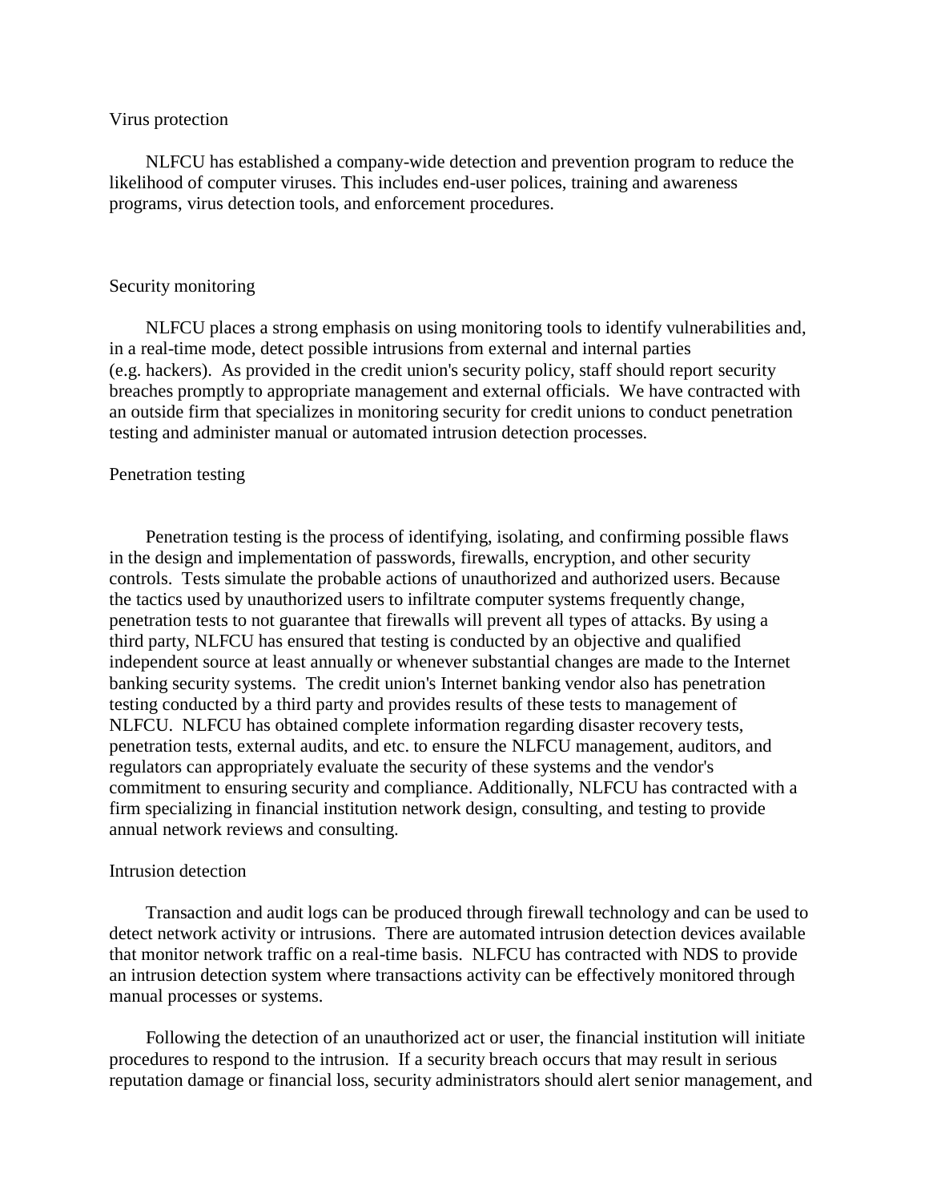## Virus protection

NLFCU has established a company-wide detection and prevention program to reduce the likelihood of computer viruses. This includes end-user polices, training and awareness programs, virus detection tools, and enforcement procedures.

## Security monitoring

NLFCU places a strong emphasis on using monitoring tools to identify vulnerabilities and, in a real-time mode, detect possible intrusions from external and internal parties (e.g. hackers). As provided in the credit union's security policy, staff should report security breaches promptly to appropriate management and external officials. We have contracted with an outside firm that specializes in monitoring security for credit unions to conduct penetration testing and administer manual or automated intrusion detection processes.

## Penetration testing

Penetration testing is the process of identifying, isolating, and confirming possible flaws in the design and implementation of passwords, firewalls, encryption, and other security controls. Tests simulate the probable actions of unauthorized and authorized users. Because the tactics used by unauthorized users to infiltrate computer systems frequently change, penetration tests to not guarantee that firewalls will prevent all types of attacks. By using a third party, NLFCU has ensured that testing is conducted by an objective and qualified independent source at least annually or whenever substantial changes are made to the Internet banking security systems. The credit union's Internet banking vendor also has penetration testing conducted by a third party and provides results of these tests to management of NLFCU. NLFCU has obtained complete information regarding disaster recovery tests, penetration tests, external audits, and etc. to ensure the NLFCU management, auditors, and regulators can appropriately evaluate the security of these systems and the vendor's commitment to ensuring security and compliance. Additionally, NLFCU has contracted with a firm specializing in financial institution network design, consulting, and testing to provide annual network reviews and consulting.

## Intrusion detection

Transaction and audit logs can be produced through firewall technology and can be used to detect network activity or intrusions. There are automated intrusion detection devices available that monitor network traffic on a real-time basis. NLFCU has contracted with NDS to provide an intrusion detection system where transactions activity can be effectively monitored through manual processes or systems.

Following the detection of an unauthorized act or user, the financial institution will initiate procedures to respond to the intrusion. If a security breach occurs that may result in serious reputation damage or financial loss, security administrators should alert senior management, and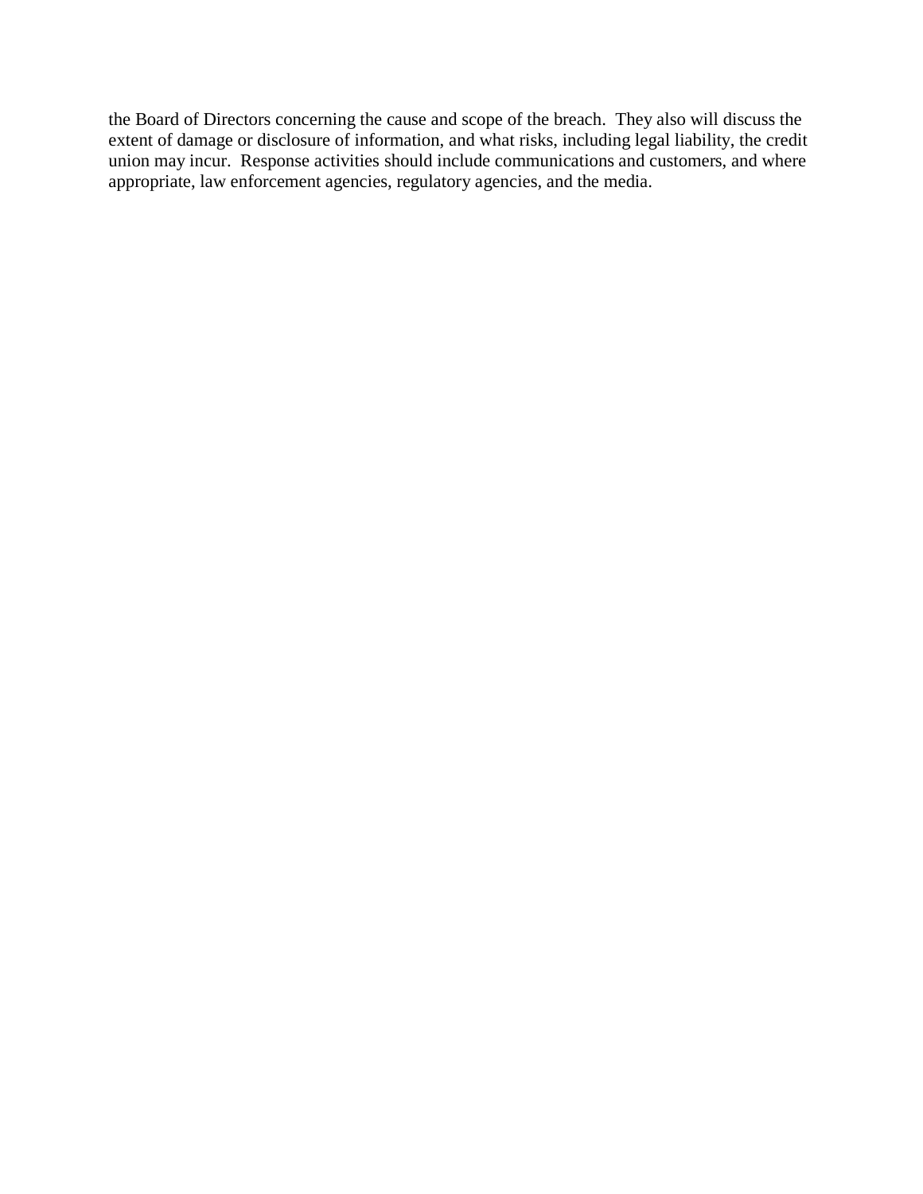the Board of Directors concerning the cause and scope of the breach. They also will discuss the extent of damage or disclosure of information, and what risks, including legal liability, the credit union may incur. Response activities should include communications and customers, and where appropriate, law enforcement agencies, regulatory agencies, and the media.